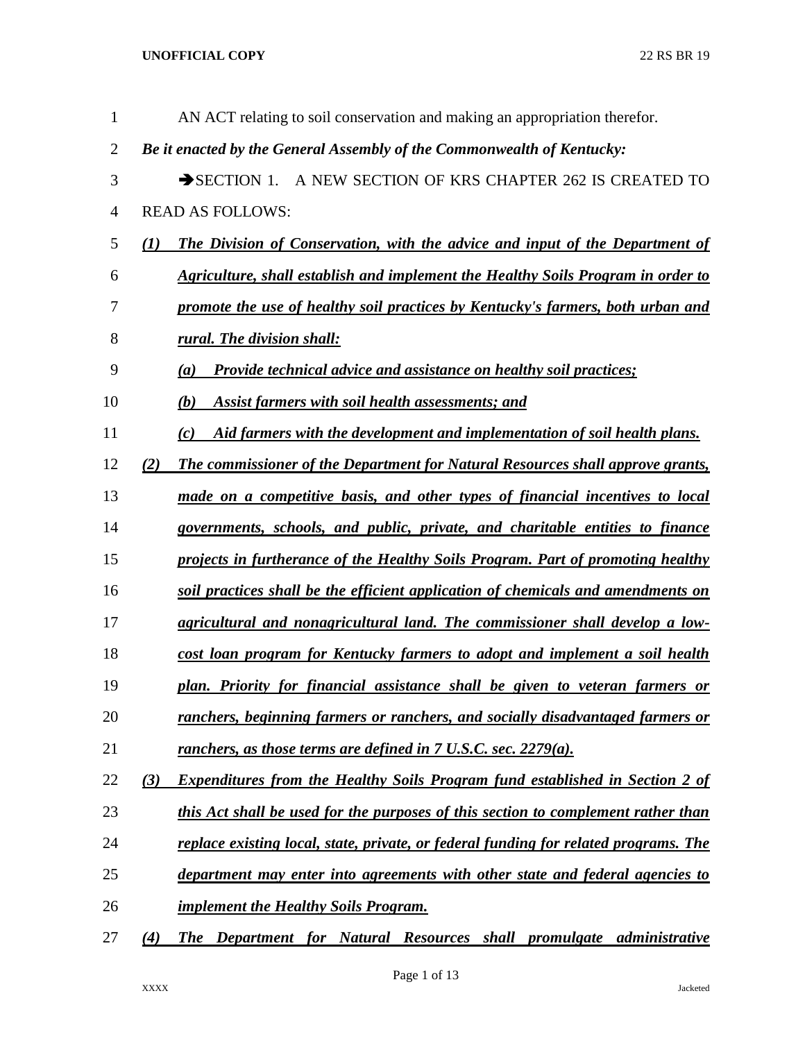AN ACT relating to soil conservation and making an appropriation therefor.

*Be it enacted by the General Assembly of the Commonwealth of Kentucky:*

➔SECTION 1. A NEW SECTION OF KRS CHAPTER 262 IS CREATED TO READ AS FOLLOWS:

***(1) The Division of Conservation, with the advice and input of the Department of Agriculture, shall establish and implement the Healthy Soils Program in order to promote the use of healthy soil practices by Kentucky's farmers, both urban and rural. The division shall:***

***(a) Provide technical advice and assistance on healthy soil practices;***

***(b) Assist farmers with soil health assessments; and***

***(c) Aid farmers with the development and implementation of soil health plans.***

***(2) The commissioner of the Department for Natural Resources shall approve grants, made on a competitive basis, and other types of financial incentives to local governments, schools, and public, private, and charitable entities to finance projects in furtherance of the Healthy Soils Program. Part of promoting healthy soil practices shall be the efficient application of chemicals and amendments on agricultural and nonagricultural land. The commissioner shall develop a low-cost loan program for Kentucky farmers to adopt and implement a soil health plan. Priority for financial assistance shall be given to veteran farmers or ranchers, beginning farmers or ranchers, and socially disadvantaged farmers or ranchers, as those terms are defined in 7 U.S.C. sec. 2279(a).***

***(3) Expenditures from the Healthy Soils Program fund established in Section 2 of this Act shall be used for the purposes of this section to complement rather than replace existing local, state, private, or federal funding for related programs. The department may enter into agreements with other state and federal agencies to implement the Healthy Soils Program.***

***(4) The Department for Natural Resources shall promulgate administrative***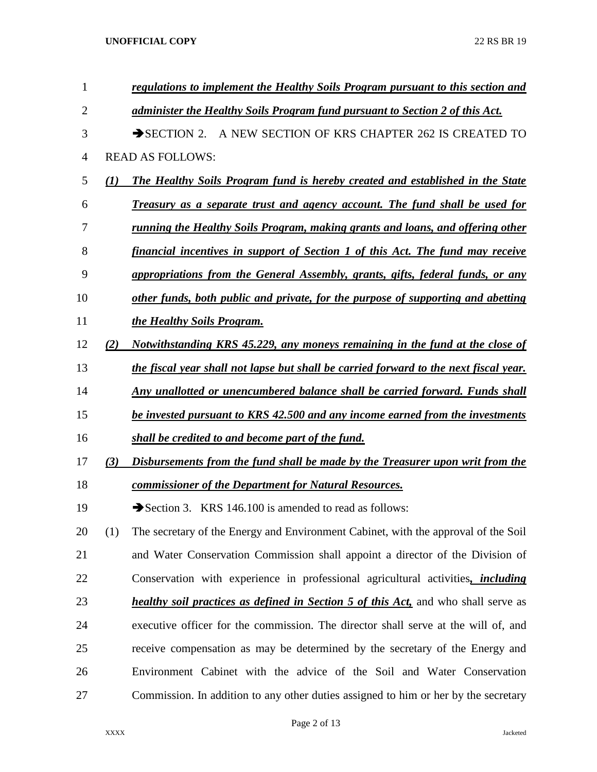***regulations to implement the Healthy Soils Program pursuant to this section and administer the Healthy Soils Program fund pursuant to Section 2 of this Act.***

➔SECTION 2. A NEW SECTION OF KRS CHAPTER 262 IS CREATED TO READ AS FOLLOWS:

***(1) The Healthy Soils Program fund is hereby created and established in the State Treasury as a separate trust and agency account. The fund shall be used for running the Healthy Soils Program, making grants and loans, and offering other financial incentives in support of Section 1 of this Act. The fund may receive appropriations from the General Assembly, grants, gifts, federal funds, or any other funds, both public and private, for the purpose of supporting and abetting the Healthy Soils Program.***

***(2) Notwithstanding KRS 45.229, any moneys remaining in the fund at the close of the fiscal year shall not lapse but shall be carried forward to the next fiscal year. Any unallotted or unencumbered balance shall be carried forward. Funds shall be invested pursuant to KRS 42.500 and any income earned from the investments shall be credited to and become part of the fund.***

***(3) Disbursements from the fund shall be made by the Treasurer upon writ from the commissioner of the Department for Natural Resources.***

➔Section 3. KRS 146.100 is amended to read as follows:

(1) The secretary of the Energy and Environment Cabinet, with the approval of the Soil and Water Conservation Commission shall appoint a director of the Division of Conservation with experience in professional agricultural activities***, including healthy soil practices as defined in Section 5 of this Act,*** and who shall serve as executive officer for the commission. The director shall serve at the will of, and receive compensation as may be determined by the secretary of the Energy and Environment Cabinet with the advice of the Soil and Water Conservation Commission. In addition to any other duties assigned to him or her by the secretary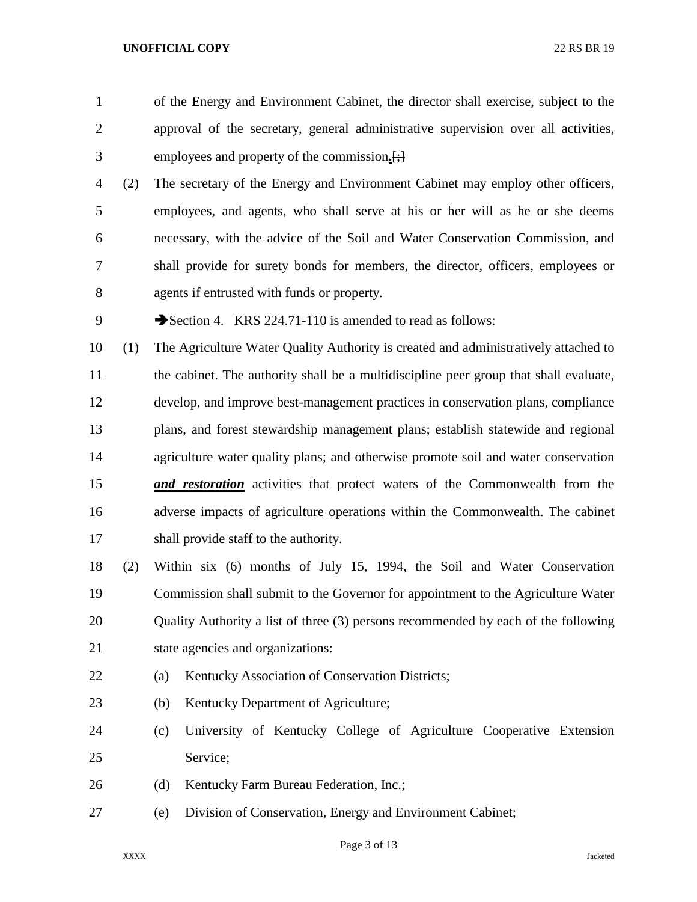of the Energy and Environment Cabinet, the director shall exercise, subject to the approval of the secretary, general administrative supervision over all activities, employees and property of the commission**.**[;]

(2) The secretary of the Energy and Environment Cabinet may employ other officers, employees, and agents, who shall serve at his or her will as he or she deems necessary, with the advice of the Soil and Water Conservation Commission, and shall provide for surety bonds for members, the director, officers, employees or agents if entrusted with funds or property.

➔Section 4. KRS 224.71-110 is amended to read as follows:

(1) The Agriculture Water Quality Authority is created and administratively attached to the cabinet. The authority shall be a multidiscipline peer group that shall evaluate, develop, and improve best-management practices in conservation plans, compliance plans, and forest stewardship management plans; establish statewide and regional agriculture water quality plans; and otherwise promote soil and water conservation ***and restoration*** activities that protect waters of the Commonwealth from the adverse impacts of agriculture operations within the Commonwealth. The cabinet shall provide staff to the authority.

(2) Within six (6) months of July 15, 1994, the Soil and Water Conservation Commission shall submit to the Governor for appointment to the Agriculture Water Quality Authority a list of three (3) persons recommended by each of the following state agencies and organizations:

(a) Kentucky Association of Conservation Districts;

(b) Kentucky Department of Agriculture;

(c) University of Kentucky College of Agriculture Cooperative Extension Service;

(d) Kentucky Farm Bureau Federation, Inc.;

(e) Division of Conservation, Energy and Environment Cabinet;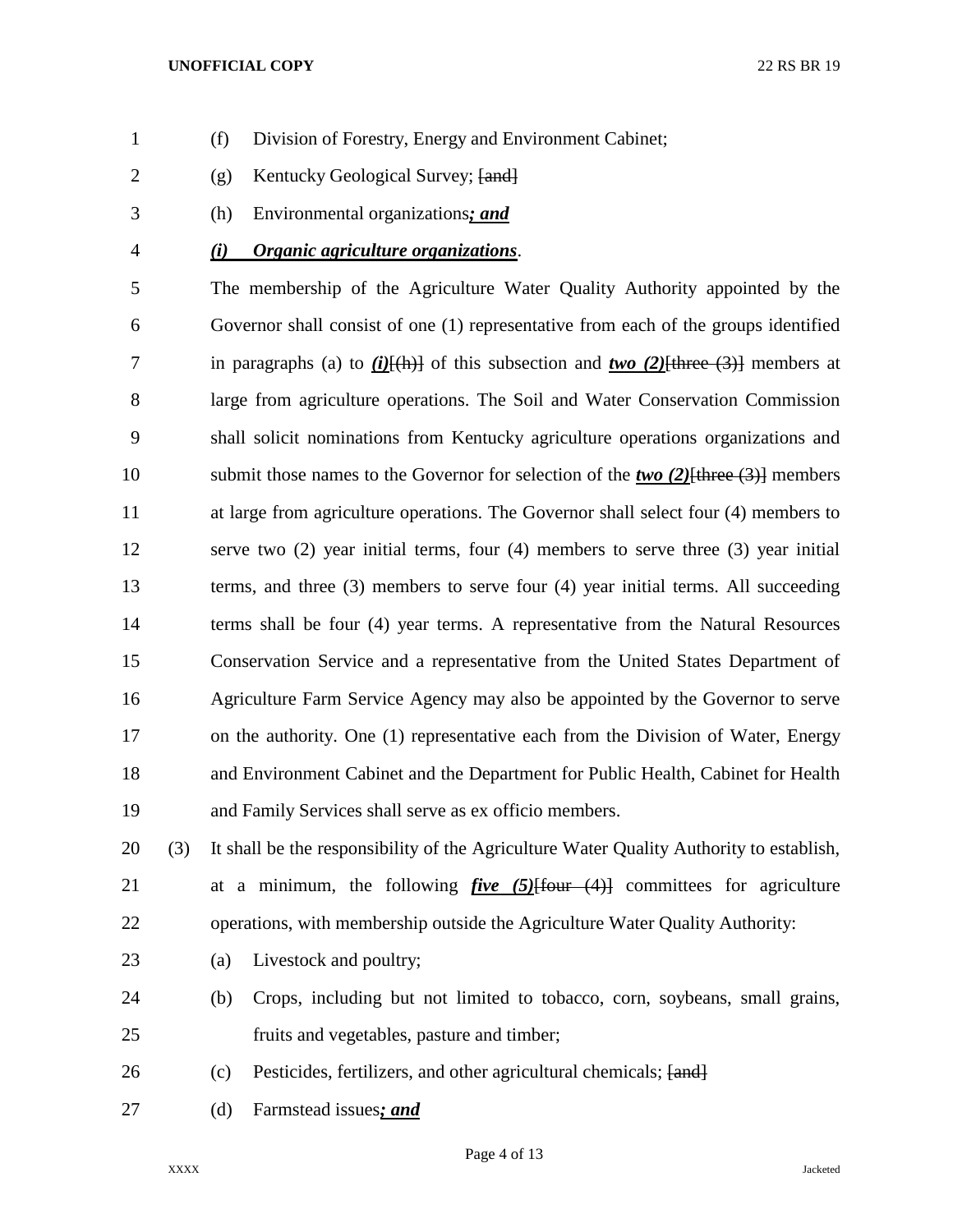(f) Division of Forestry, Energy and Environment Cabinet;

(g) Kentucky Geological Survey; [and]

(h) Environmental organizations***; and***

***(i) Organic agriculture organizations***.

The membership of the Agriculture Water Quality Authority appointed by the Governor shall consist of one (1) representative from each of the groups identified in paragraphs (a) to ***(i)***[(h)] of this subsection and ***two (2)***[three (3)] members at large from agriculture operations. The Soil and Water Conservation Commission shall solicit nominations from Kentucky agriculture operations organizations and submit those names to the Governor for selection of the ***two (2)***[three (3)] members at large from agriculture operations. The Governor shall select four (4) members to serve two (2) year initial terms, four (4) members to serve three (3) year initial terms, and three (3) members to serve four (4) year initial terms. All succeeding terms shall be four (4) year terms. A representative from the Natural Resources Conservation Service and a representative from the United States Department of Agriculture Farm Service Agency may also be appointed by the Governor to serve on the authority. One (1) representative each from the Division of Water, Energy and Environment Cabinet and the Department for Public Health, Cabinet for Health and Family Services shall serve as ex officio members.

(3) It shall be the responsibility of the Agriculture Water Quality Authority to establish, at a minimum, the following ***five (5)***[four (4)] committees for agriculture operations, with membership outside the Agriculture Water Quality Authority:

(a) Livestock and poultry;

(b) Crops, including but not limited to tobacco, corn, soybeans, small grains, fruits and vegetables, pasture and timber;

(c) Pesticides, fertilizers, and other agricultural chemicals; [and]

(d) Farmstead issues***; and***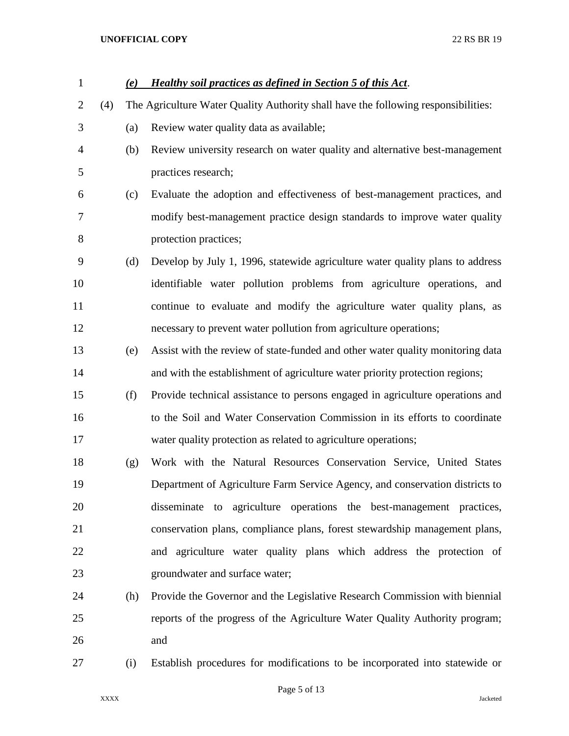*__(e) Healthy soil practices as defined in Section 5 of this Act__*.

(4) The Agriculture Water Quality Authority shall have the following responsibilities:

(a) Review water quality data as available;

(b) Review university research on water quality and alternative best-management practices research;

(c) Evaluate the adoption and effectiveness of best-management practices, and modify best-management practice design standards to improve water quality protection practices;

(d) Develop by July 1, 1996, statewide agriculture water quality plans to address identifiable water pollution problems from agriculture operations, and continue to evaluate and modify the agriculture water quality plans, as necessary to prevent water pollution from agriculture operations;

(e) Assist with the review of state-funded and other water quality monitoring data and with the establishment of agriculture water priority protection regions;

(f) Provide technical assistance to persons engaged in agriculture operations and to the Soil and Water Conservation Commission in its efforts to coordinate water quality protection as related to agriculture operations;

(g) Work with the Natural Resources Conservation Service, United States Department of Agriculture Farm Service Agency, and conservation districts to disseminate to agriculture operations the best-management practices, conservation plans, compliance plans, forest stewardship management plans, and agriculture water quality plans which address the protection of groundwater and surface water;

(h) Provide the Governor and the Legislative Research Commission with biennial reports of the progress of the Agriculture Water Quality Authority program; and

(i) Establish procedures for modifications to be incorporated into statewide or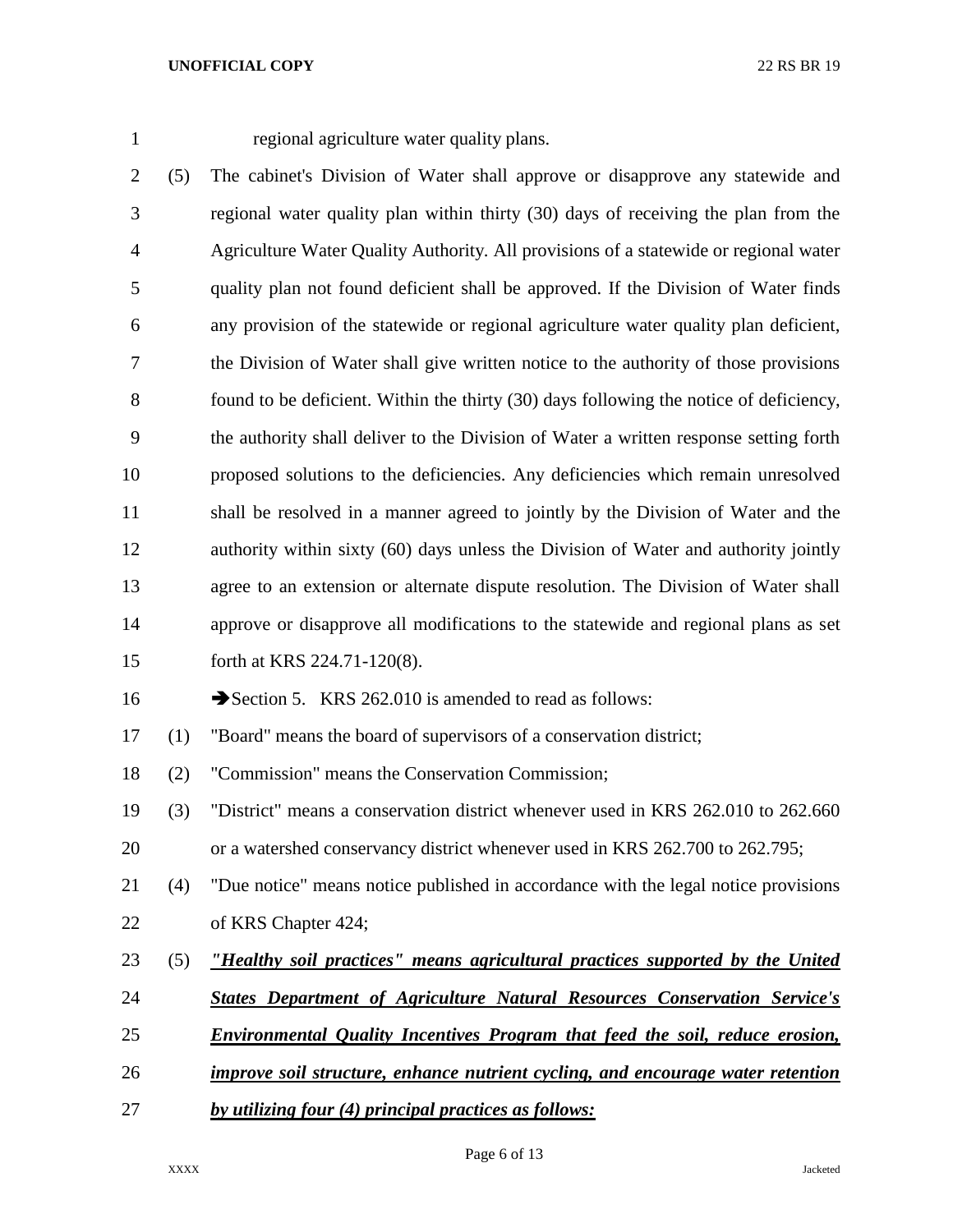regional agriculture water quality plans.

(5) The cabinet's Division of Water shall approve or disapprove any statewide and regional water quality plan within thirty (30) days of receiving the plan from the Agriculture Water Quality Authority. All provisions of a statewide or regional water quality plan not found deficient shall be approved. If the Division of Water finds any provision of the statewide or regional agriculture water quality plan deficient, the Division of Water shall give written notice to the authority of those provisions found to be deficient. Within the thirty (30) days following the notice of deficiency, the authority shall deliver to the Division of Water a written response setting forth proposed solutions to the deficiencies. Any deficiencies which remain unresolved shall be resolved in a manner agreed to jointly by the Division of Water and the authority within sixty (60) days unless the Division of Water and authority jointly agree to an extension or alternate dispute resolution. The Division of Water shall approve or disapprove all modifications to the statewide and regional plans as set forth at KRS 224.71-120(8).

➔Section 5. KRS 262.010 is amended to read as follows:

(1) "Board" means the board of supervisors of a conservation district;

(2) "Commission" means the Conservation Commission;

(3) "District" means a conservation district whenever used in KRS 262.010 to 262.660 or a watershed conservancy district whenever used in KRS 262.700 to 262.795;

(4) "Due notice" means notice published in accordance with the legal notice provisions of KRS Chapter 424;

(5) ***"Healthy soil practices" means agricultural practices supported by the United States Department of Agriculture Natural Resources Conservation Service's Environmental Quality Incentives Program that feed the soil, reduce erosion, improve soil structure, enhance nutrient cycling, and encourage water retention by utilizing four (4) principal practices as follows:***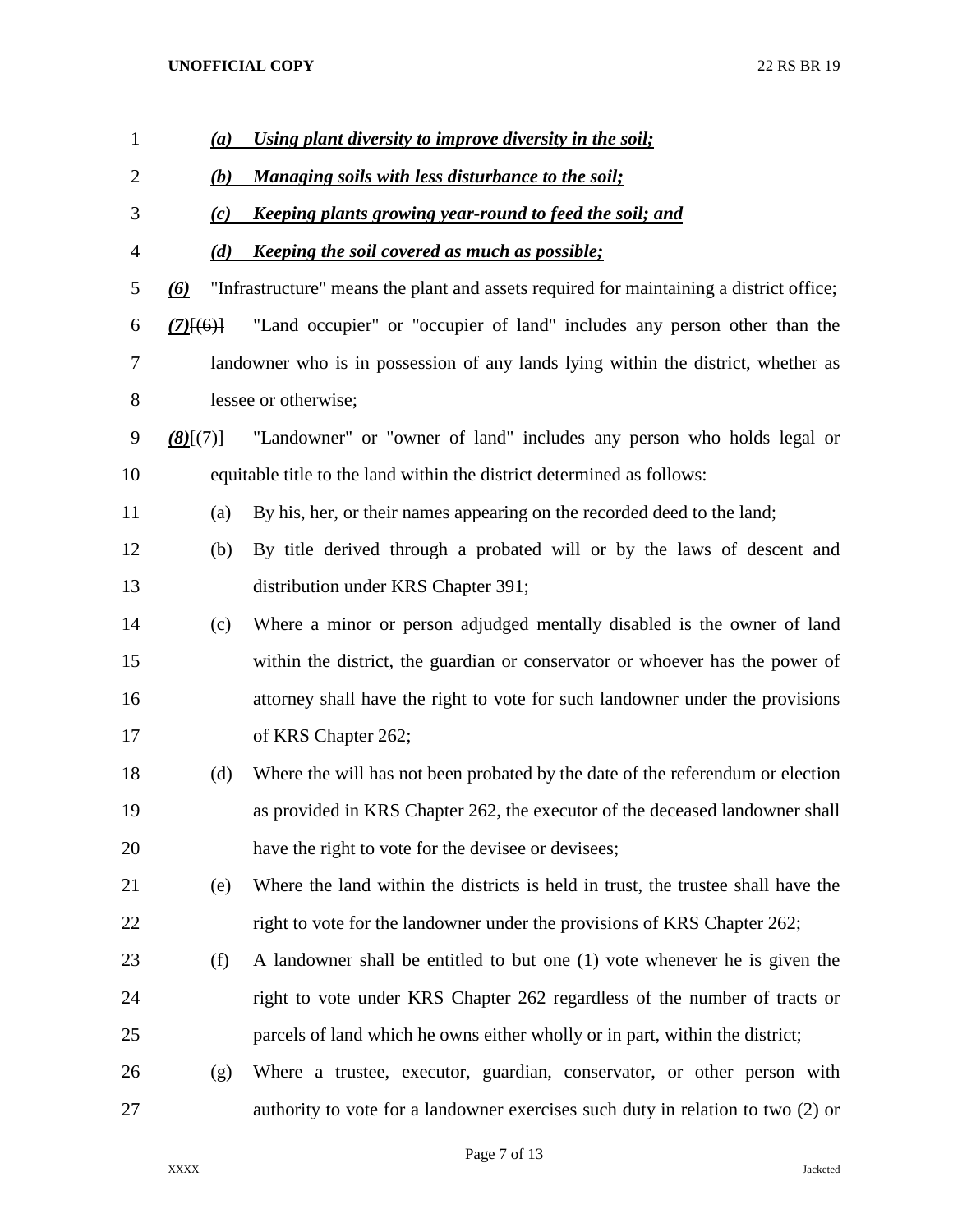(a) ***Using plant diversity to improve diversity in the soil;***

(b) ***Managing soils with less disturbance to the soil;***

(c) ***Keeping plants growing year-round to feed the soil; and***

(d) ***Keeping the soil covered as much as possible;***

***(6)*** "Infrastructure" means the plant and assets required for maintaining a district office;

***(7)***[(6)] "Land occupier" or "occupier of land" includes any person other than the landowner who is in possession of any lands lying within the district, whether as lessee or otherwise;

***(8)***[(7)] "Landowner" or "owner of land" includes any person who holds legal or equitable title to the land within the district determined as follows:

(a) By his, her, or their names appearing on the recorded deed to the land;

(b) By title derived through a probated will or by the laws of descent and distribution under KRS Chapter 391;

(c) Where a minor or person adjudged mentally disabled is the owner of land within the district, the guardian or conservator or whoever has the power of attorney shall have the right to vote for such landowner under the provisions of KRS Chapter 262;

(d) Where the will has not been probated by the date of the referendum or election as provided in KRS Chapter 262, the executor of the deceased landowner shall have the right to vote for the devisee or devisees;

(e) Where the land within the districts is held in trust, the trustee shall have the right to vote for the landowner under the provisions of KRS Chapter 262;

(f) A landowner shall be entitled to but one (1) vote whenever he is given the right to vote under KRS Chapter 262 regardless of the number of tracts or parcels of land which he owns either wholly or in part, within the district;

(g) Where a trustee, executor, guardian, conservator, or other person with authority to vote for a landowner exercises such duty in relation to two (2) or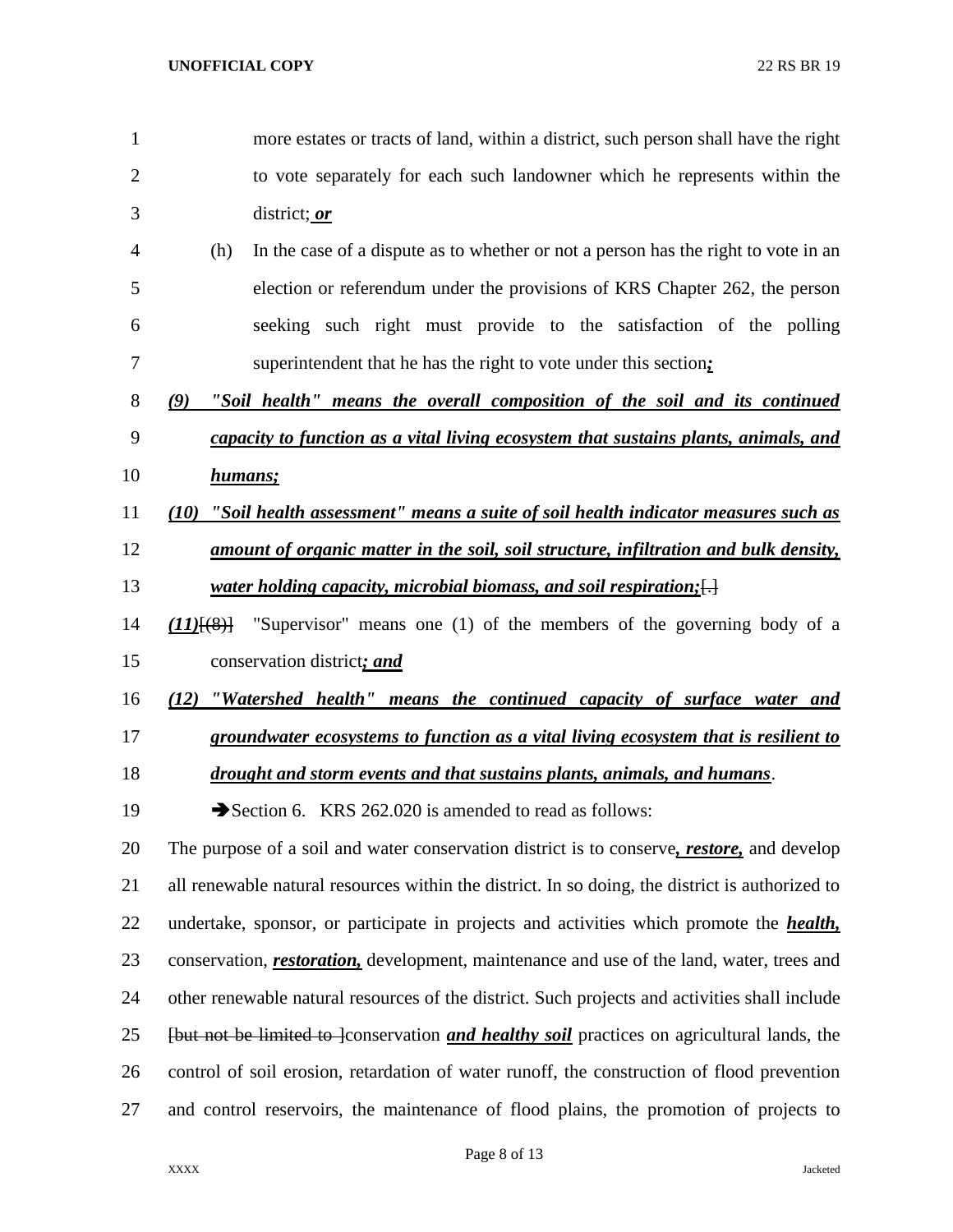more estates or tracts of land, within a district, such person shall have the right to vote separately for each such landowner which he represents within the district; ***or***

(h) In the case of a dispute as to whether or not a person has the right to vote in an election or referendum under the provisions of KRS Chapter 262, the person seeking such right must provide to the satisfaction of the polling superintendent that he has the right to vote under this section***;***

***(9) "Soil health" means the overall composition of the soil and its continued capacity to function as a vital living ecosystem that sustains plants, animals, and humans;***

***(10) "Soil health assessment" means a suite of soil health indicator measures such as amount of organic matter in the soil, soil structure, infiltration and bulk density, water holding capacity, microbial biomass, and soil respiration;***~~[.]~~

***(11)***~~[(8)]~~ "Supervisor" means one (1) of the members of the governing body of a conservation district***; and***

***(12) "Watershed health" means the continued capacity of surface water and groundwater ecosystems to function as a vital living ecosystem that is resilient to drought and storm events and that sustains plants, animals, and humans***.

➔Section 6. KRS 262.020 is amended to read as follows:

The purpose of a soil and water conservation district is to conserve***, restore,*** and develop all renewable natural resources within the district. In so doing, the district is authorized to undertake, sponsor, or participate in projects and activities which promote the ***health,*** conservation, ***restoration,*** development, maintenance and use of the land, water, trees and other renewable natural resources of the district. Such projects and activities shall include ~~[but not be limited to ]~~conservation ***and healthy soil*** practices on agricultural lands, the control of soil erosion, retardation of water runoff, the construction of flood prevention and control reservoirs, the maintenance of flood plains, the promotion of projects to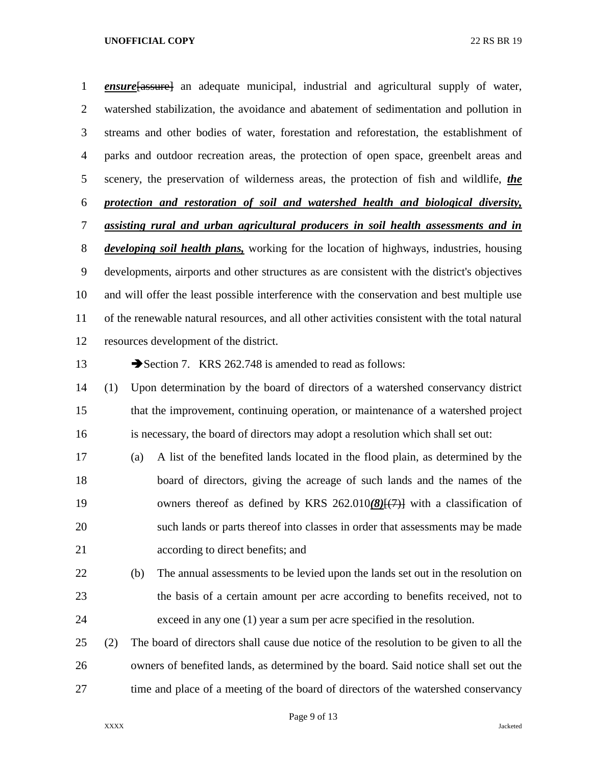***ensure***[assure] an adequate municipal, industrial and agricultural supply of water, watershed stabilization, the avoidance and abatement of sedimentation and pollution in streams and other bodies of water, forestation and reforestation, the establishment of parks and outdoor recreation areas, the protection of open space, greenbelt areas and scenery, the preservation of wilderness areas, the protection of fish and wildlife, ***the protection and restoration of soil and watershed health and biological diversity, assisting rural and urban agricultural producers in soil health assessments and in developing soil health plans,*** working for the location of highways, industries, housing developments, airports and other structures as are consistent with the district's objectives and will offer the least possible interference with the conservation and best multiple use of the renewable natural resources, and all other activities consistent with the total natural resources development of the district.

➔Section 7. KRS 262.748 is amended to read as follows:

(1) Upon determination by the board of directors of a watershed conservancy district that the improvement, continuing operation, or maintenance of a watershed project is necessary, the board of directors may adopt a resolution which shall set out:

(a) A list of the benefited lands located in the flood plain, as determined by the board of directors, giving the acreage of such lands and the names of the owners thereof as defined by KRS 262.010***(8)***[(7)] with a classification of such lands or parts thereof into classes in order that assessments may be made according to direct benefits; and

(b) The annual assessments to be levied upon the lands set out in the resolution on the basis of a certain amount per acre according to benefits received, not to exceed in any one (1) year a sum per acre specified in the resolution.

(2) The board of directors shall cause due notice of the resolution to be given to all the owners of benefited lands, as determined by the board. Said notice shall set out the time and place of a meeting of the board of directors of the watershed conservancy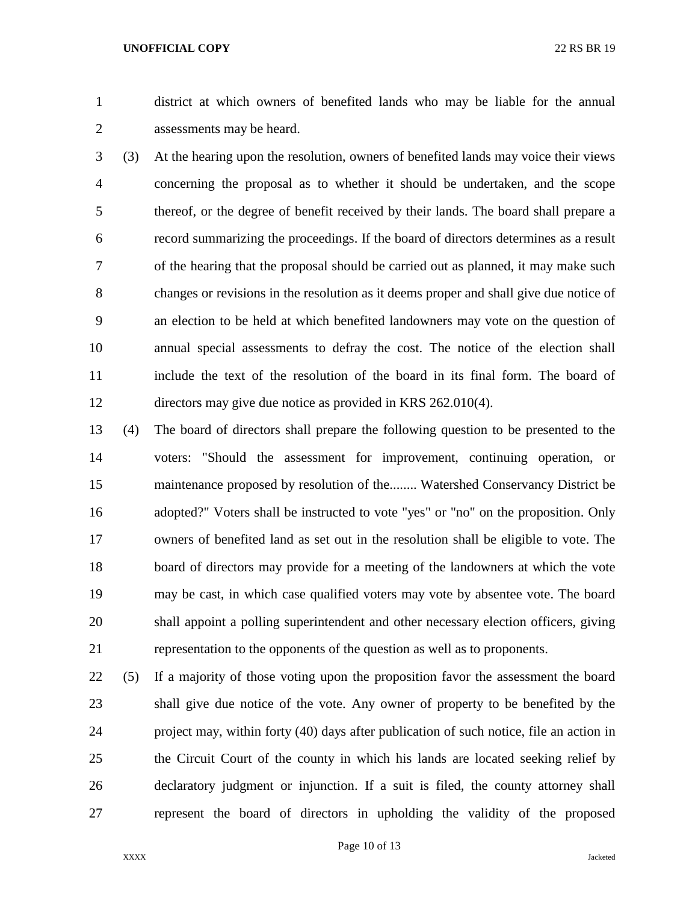district at which owners of benefited lands who may be liable for the annual assessments may be heard.

(3) At the hearing upon the resolution, owners of benefited lands may voice their views concerning the proposal as to whether it should be undertaken, and the scope thereof, or the degree of benefit received by their lands. The board shall prepare a record summarizing the proceedings. If the board of directors determines as a result of the hearing that the proposal should be carried out as planned, it may make such changes or revisions in the resolution as it deems proper and shall give due notice of an election to be held at which benefited landowners may vote on the question of annual special assessments to defray the cost. The notice of the election shall include the text of the resolution of the board in its final form. The board of directors may give due notice as provided in KRS 262.010(4).

(4) The board of directors shall prepare the following question to be presented to the voters: "Should the assessment for improvement, continuing operation, or maintenance proposed by resolution of the........ Watershed Conservancy District be adopted?" Voters shall be instructed to vote "yes" or "no" on the proposition. Only owners of benefited land as set out in the resolution shall be eligible to vote. The board of directors may provide for a meeting of the landowners at which the vote may be cast, in which case qualified voters may vote by absentee vote. The board shall appoint a polling superintendent and other necessary election officers, giving representation to the opponents of the question as well as to proponents.

(5) If a majority of those voting upon the proposition favor the assessment the board shall give due notice of the vote. Any owner of property to be benefited by the project may, within forty (40) days after publication of such notice, file an action in the Circuit Court of the county in which his lands are located seeking relief by declaratory judgment or injunction. If a suit is filed, the county attorney shall represent the board of directors in upholding the validity of the proposed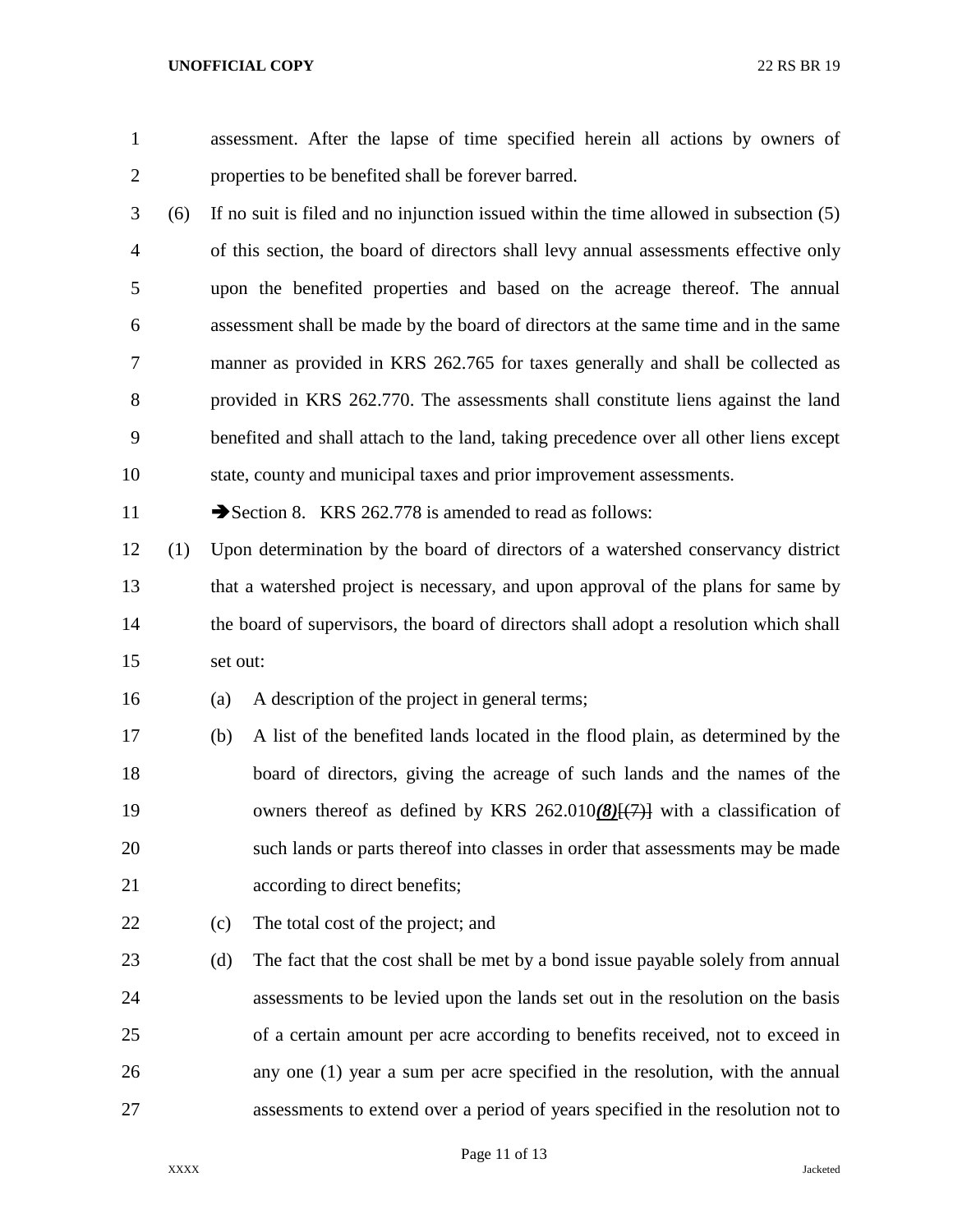assessment. After the lapse of time specified herein all actions by owners of properties to be benefited shall be forever barred.

(6) If no suit is filed and no injunction issued within the time allowed in subsection (5) of this section, the board of directors shall levy annual assessments effective only upon the benefited properties and based on the acreage thereof. The annual assessment shall be made by the board of directors at the same time and in the same manner as provided in KRS 262.765 for taxes generally and shall be collected as provided in KRS 262.770. The assessments shall constitute liens against the land benefited and shall attach to the land, taking precedence over all other liens except state, county and municipal taxes and prior improvement assessments.

➔Section 8. KRS 262.778 is amended to read as follows:

(1) Upon determination by the board of directors of a watershed conservancy district that a watershed project is necessary, and upon approval of the plans for same by the board of supervisors, the board of directors shall adopt a resolution which shall set out:

(a) A description of the project in general terms;

(b) A list of the benefited lands located in the flood plain, as determined by the board of directors, giving the acreage of such lands and the names of the owners thereof as defined by KRS 262.010***(8)***[~~(7)~~] with a classification of such lands or parts thereof into classes in order that assessments may be made according to direct benefits;

(c) The total cost of the project; and

(d) The fact that the cost shall be met by a bond issue payable solely from annual assessments to be levied upon the lands set out in the resolution on the basis of a certain amount per acre according to benefits received, not to exceed in any one (1) year a sum per acre specified in the resolution, with the annual assessments to extend over a period of years specified in the resolution not to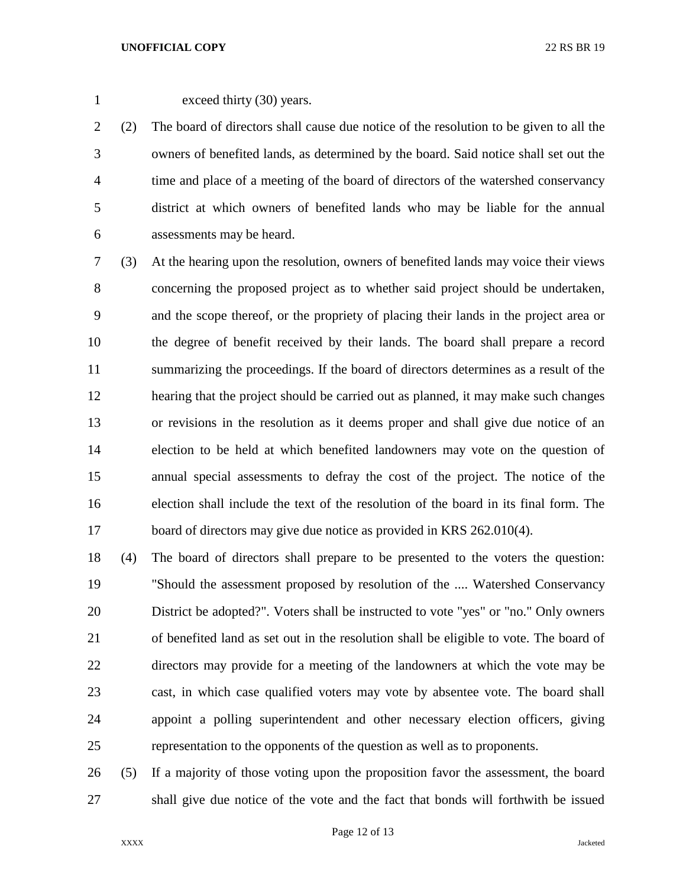exceed thirty (30) years.

(2) The board of directors shall cause due notice of the resolution to be given to all the owners of benefited lands, as determined by the board. Said notice shall set out the time and place of a meeting of the board of directors of the watershed conservancy district at which owners of benefited lands who may be liable for the annual assessments may be heard.

(3) At the hearing upon the resolution, owners of benefited lands may voice their views concerning the proposed project as to whether said project should be undertaken, and the scope thereof, or the propriety of placing their lands in the project area or the degree of benefit received by their lands. The board shall prepare a record summarizing the proceedings. If the board of directors determines as a result of the hearing that the project should be carried out as planned, it may make such changes or revisions in the resolution as it deems proper and shall give due notice of an election to be held at which benefited landowners may vote on the question of annual special assessments to defray the cost of the project. The notice of the election shall include the text of the resolution of the board in its final form. The board of directors may give due notice as provided in KRS 262.010(4).

(4) The board of directors shall prepare to be presented to the voters the question: "Should the assessment proposed by resolution of the .... Watershed Conservancy District be adopted?". Voters shall be instructed to vote "yes" or "no." Only owners of benefited land as set out in the resolution shall be eligible to vote. The board of directors may provide for a meeting of the landowners at which the vote may be cast, in which case qualified voters may vote by absentee vote. The board shall appoint a polling superintendent and other necessary election officers, giving representation to the opponents of the question as well as to proponents.

(5) If a majority of those voting upon the proposition favor the assessment, the board shall give due notice of the vote and the fact that bonds will forthwith be issued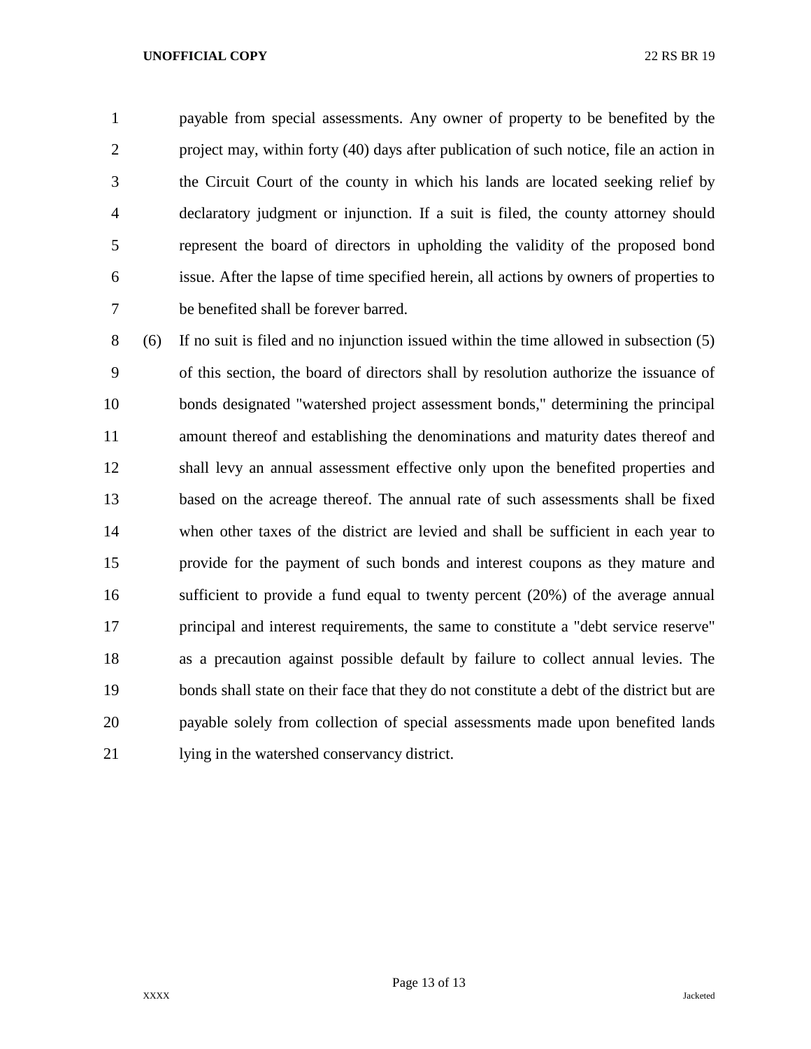payable from special assessments. Any owner of property to be benefited by the project may, within forty (40) days after publication of such notice, file an action in the Circuit Court of the county in which his lands are located seeking relief by declaratory judgment or injunction. If a suit is filed, the county attorney should represent the board of directors in upholding the validity of the proposed bond issue. After the lapse of time specified herein, all actions by owners of properties to be benefited shall be forever barred.

(6) If no suit is filed and no injunction issued within the time allowed in subsection (5) of this section, the board of directors shall by resolution authorize the issuance of bonds designated "watershed project assessment bonds," determining the principal amount thereof and establishing the denominations and maturity dates thereof and shall levy an annual assessment effective only upon the benefited properties and based on the acreage thereof. The annual rate of such assessments shall be fixed when other taxes of the district are levied and shall be sufficient in each year to provide for the payment of such bonds and interest coupons as they mature and sufficient to provide a fund equal to twenty percent (20%) of the average annual principal and interest requirements, the same to constitute a "debt service reserve" as a precaution against possible default by failure to collect annual levies. The bonds shall state on their face that they do not constitute a debt of the district but are payable solely from collection of special assessments made upon benefited lands lying in the watershed conservancy district.